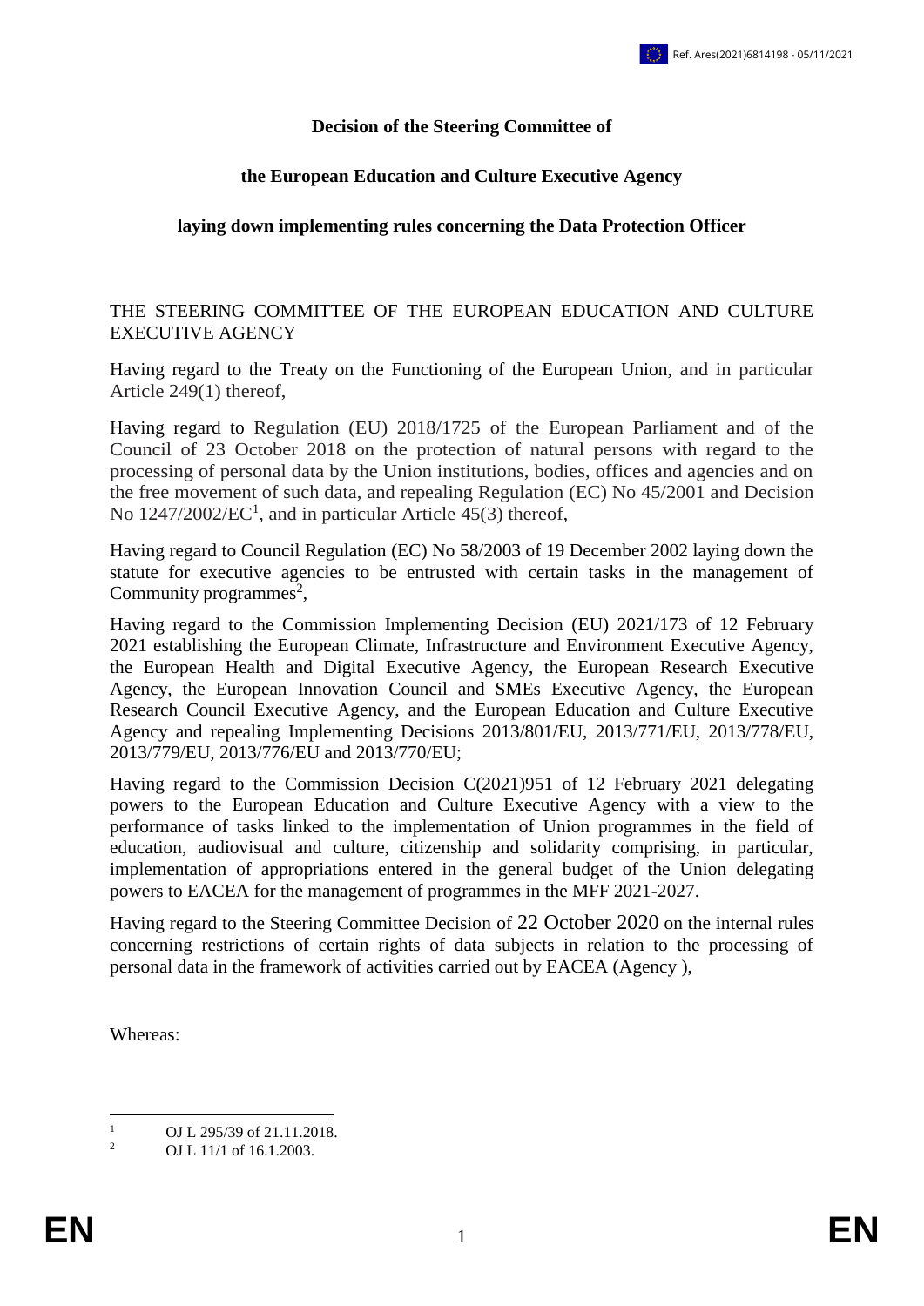**Decision of the Steering Committee of**

**the European Education and Culture Executive Agency**

**laying down implementing rules concerning the Data Protection Officer**

THE STEERING COMMITTEE OF THE EUROPEAN EDUCATION AND CULTURE EXECUTIVE AGENCY

Having regard to the Treaty on the Functioning of the European Union, and in particular Article 249(1) thereof,

Having regard to Regulation (EU) 2018/1725 of the European Parliament and of the Council of 23 October 2018 on the protection of natural persons with regard to the processing of personal data by the Union institutions, bodies, offices and agencies and on the free movement of such data, and repealing Regulation (EC) No 45/2001 and Decision No 1247/2002/EC[1], and in particular Article 45(3) thereof,

Having regard to Council Regulation (EC) No 58/2003 of 19 December 2002 laying down the statute for executive agencies to be entrusted with certain tasks in the management of Community programmes[2],

Having regard to the Commission Implementing Decision (EU) 2021/173 of 12 February 2021 establishing the European Climate, Infrastructure and Environment Executive Agency, the European Health and Digital Executive Agency, the European Research Executive Agency, the European Innovation Council and SMEs Executive Agency, the European Research Council Executive Agency, and the European Education and Culture Executive Agency and repealing Implementing Decisions 2013/801/EU, 2013/771/EU, 2013/778/EU, 2013/779/EU, 2013/776/EU and 2013/770/EU;

Having regard to the Commission Decision C(2021)951 of 12 February 2021 delegating powers to the European Education and Culture Executive Agency with a view to the performance of tasks linked to the implementation of Union programmes in the field of education, audiovisual and culture, citizenship and solidarity comprising, in particular, implementation of appropriations entered in the general budget of the Union delegating powers to EACEA for the management of programmes in the MFF 2021-2027.

Having regard to the Steering Committee Decision of 22 October 2020 on the internal rules concerning restrictions of certain rights of data subjects in relation to the processing of personal data in the framework of activities carried out by EACEA (Agency ),

Whereas:

---

[1] OJ L 295/39 of 21.11.2018.

[2] OJ L 11/1 of 16.1.2003.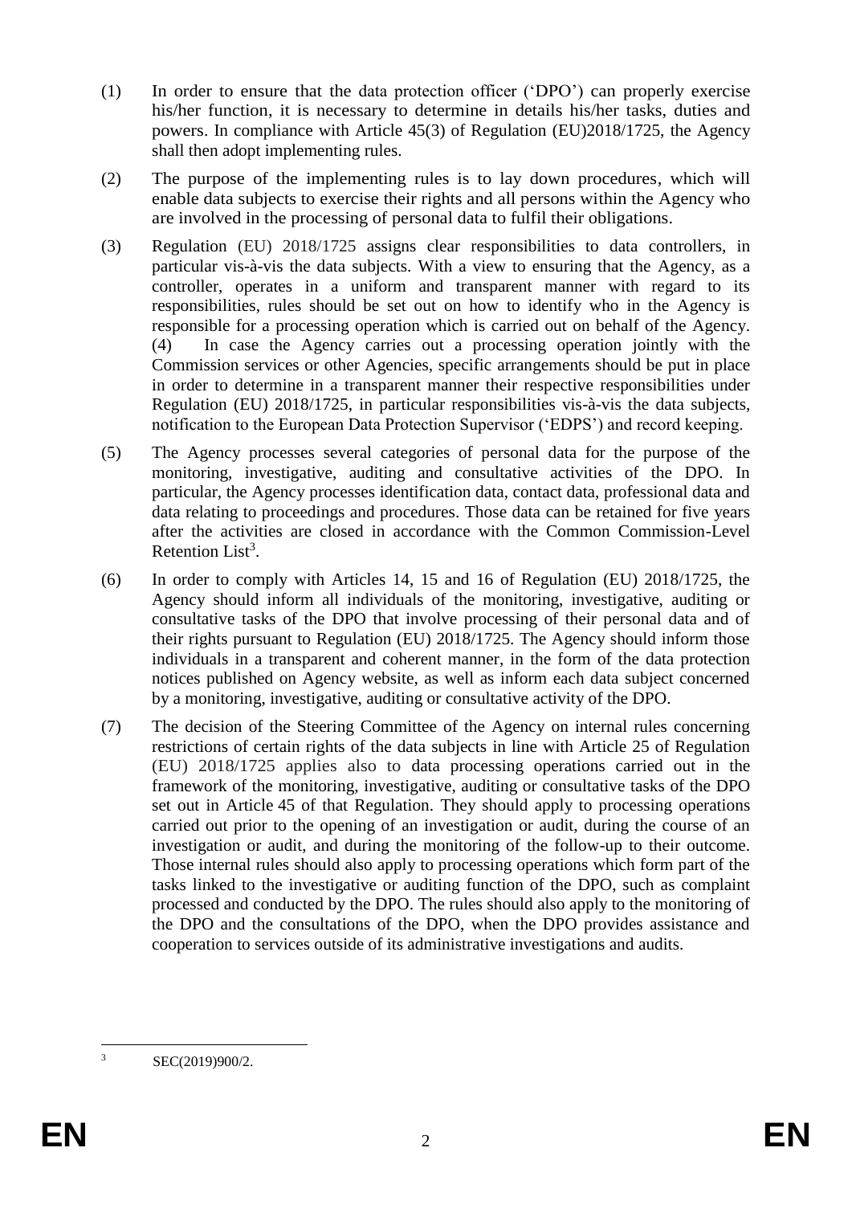(1) In order to ensure that the data protection officer ('DPO') can properly exercise his/her function, it is necessary to determine in details his/her tasks, duties and powers. In compliance with Article 45(3) of Regulation (EU)2018/1725, the Agency shall then adopt implementing rules.

(2) The purpose of the implementing rules is to lay down procedures, which will enable data subjects to exercise their rights and all persons within the Agency who are involved in the processing of personal data to fulfil their obligations.

(3) Regulation (EU) 2018/1725 assigns clear responsibilities to data controllers, in particular vis-à-vis the data subjects. With a view to ensuring that the Agency, as a controller, operates in a uniform and transparent manner with regard to its responsibilities, rules should be set out on how to identify who in the Agency is responsible for a processing operation which is carried out on behalf of the Agency. (4) In case the Agency carries out a processing operation jointly with the Commission services or other Agencies, specific arrangements should be put in place in order to determine in a transparent manner their respective responsibilities under Regulation (EU) 2018/1725, in particular responsibilities vis-à-vis the data subjects, notification to the European Data Protection Supervisor ('EDPS') and record keeping.

(5) The Agency processes several categories of personal data for the purpose of the monitoring, investigative, auditing and consultative activities of the DPO. In particular, the Agency processes identification data, contact data, professional data and data relating to proceedings and procedures. Those data can be retained for five years after the activities are closed in accordance with the Common Commission-Level Retention List[3].

(6) In order to comply with Articles 14, 15 and 16 of Regulation (EU) 2018/1725, the Agency should inform all individuals of the monitoring, investigative, auditing or consultative tasks of the DPO that involve processing of their personal data and of their rights pursuant to Regulation (EU) 2018/1725. The Agency should inform those individuals in a transparent and coherent manner, in the form of the data protection notices published on Agency website, as well as inform each data subject concerned by a monitoring, investigative, auditing or consultative activity of the DPO.

(7) The decision of the Steering Committee of the Agency on internal rules concerning restrictions of certain rights of the data subjects in line with Article 25 of Regulation (EU) 2018/1725 applies also to data processing operations carried out in the framework of the monitoring, investigative, auditing or consultative tasks of the DPO set out in Article 45 of that Regulation. They should apply to processing operations carried out prior to the opening of an investigation or audit, during the course of an investigation or audit, and during the monitoring of the follow-up to their outcome. Those internal rules should also apply to processing operations which form part of the tasks linked to the investigative or auditing function of the DPO, such as complaint processed and conducted by the DPO. The rules should also apply to the monitoring of the DPO and the consultations of the DPO, when the DPO provides assistance and cooperation to services outside of its administrative investigations and audits.

[3] SEC(2019)900/2.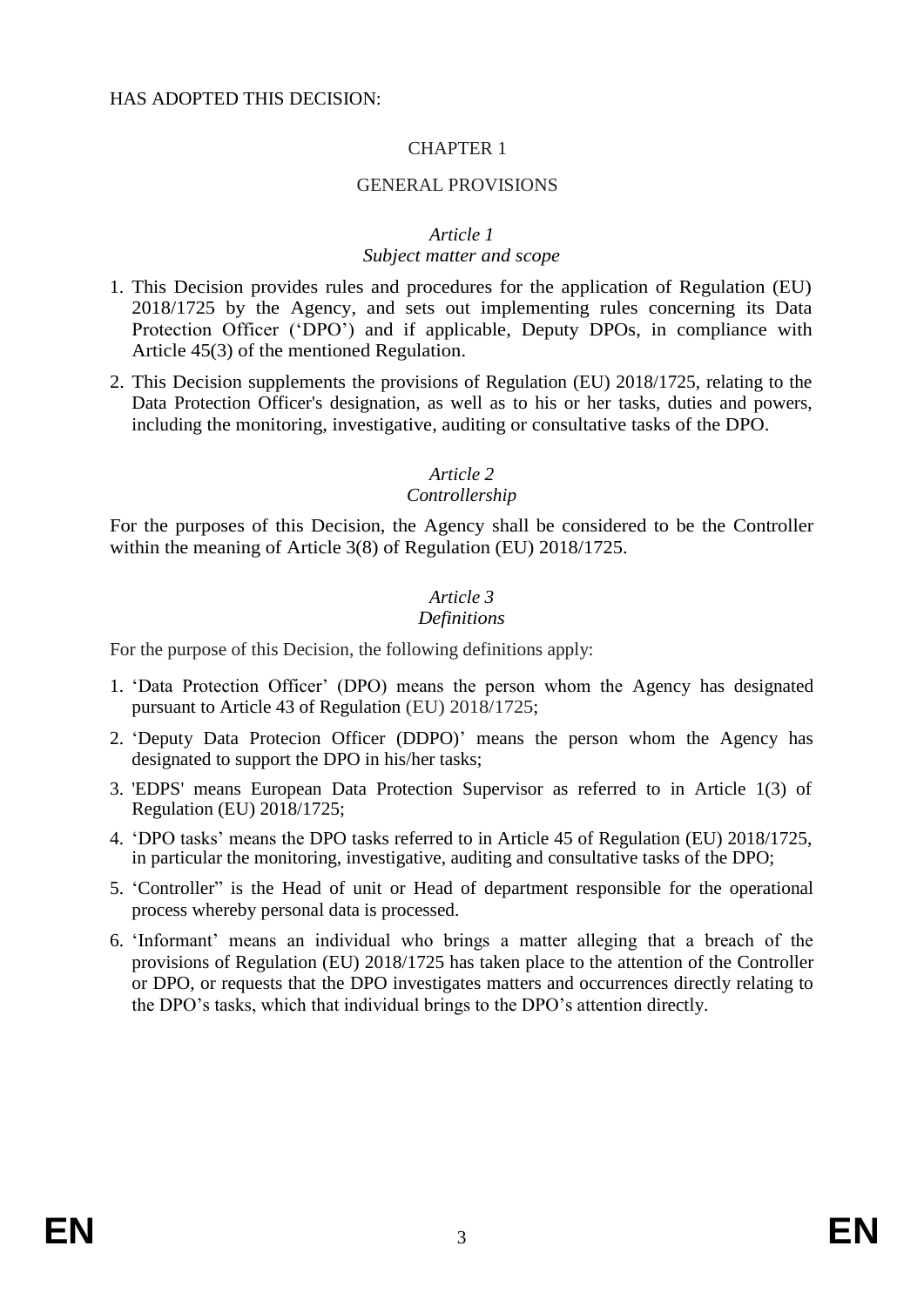HAS ADOPTED THIS DECISION:

## CHAPTER 1

## GENERAL PROVISIONS

### *Article 1*
### *Subject matter and scope*

1. This Decision provides rules and procedures for the application of Regulation (EU) 2018/1725 by the Agency, and sets out implementing rules concerning its Data Protection Officer ('DPO') and if applicable, Deputy DPOs, in compliance with Article 45(3) of the mentioned Regulation.
2. This Decision supplements the provisions of Regulation (EU) 2018/1725, relating to the Data Protection Officer's designation, as well as to his or her tasks, duties and powers, including the monitoring, investigative, auditing or consultative tasks of the DPO.

### *Article 2*
### *Controllership*

For the purposes of this Decision, the Agency shall be considered to be the Controller within the meaning of Article 3(8) of Regulation (EU) 2018/1725.

### *Article 3*
### *Definitions*

For the purpose of this Decision, the following definitions apply:

1. 'Data Protection Officer' (DPO) means the person whom the Agency has designated pursuant to Article 43 of Regulation (EU) 2018/1725;
2. 'Deputy Data Protecion Officer (DDPO)' means the person whom the Agency has designated to support the DPO in his/her tasks;
3. 'EDPS' means European Data Protection Supervisor as referred to in Article 1(3) of Regulation (EU) 2018/1725;
4. 'DPO tasks' means the DPO tasks referred to in Article 45 of Regulation (EU) 2018/1725, in particular the monitoring, investigative, auditing and consultative tasks of the DPO;
5. 'Controller" is the Head of unit or Head of department responsible for the operational process whereby personal data is processed.
6. 'Informant' means an individual who brings a matter alleging that a breach of the provisions of Regulation (EU) 2018/1725 has taken place to the attention of the Controller or DPO, or requests that the DPO investigates matters and occurrences directly relating to the DPO's tasks, which that individual brings to the DPO's attention directly.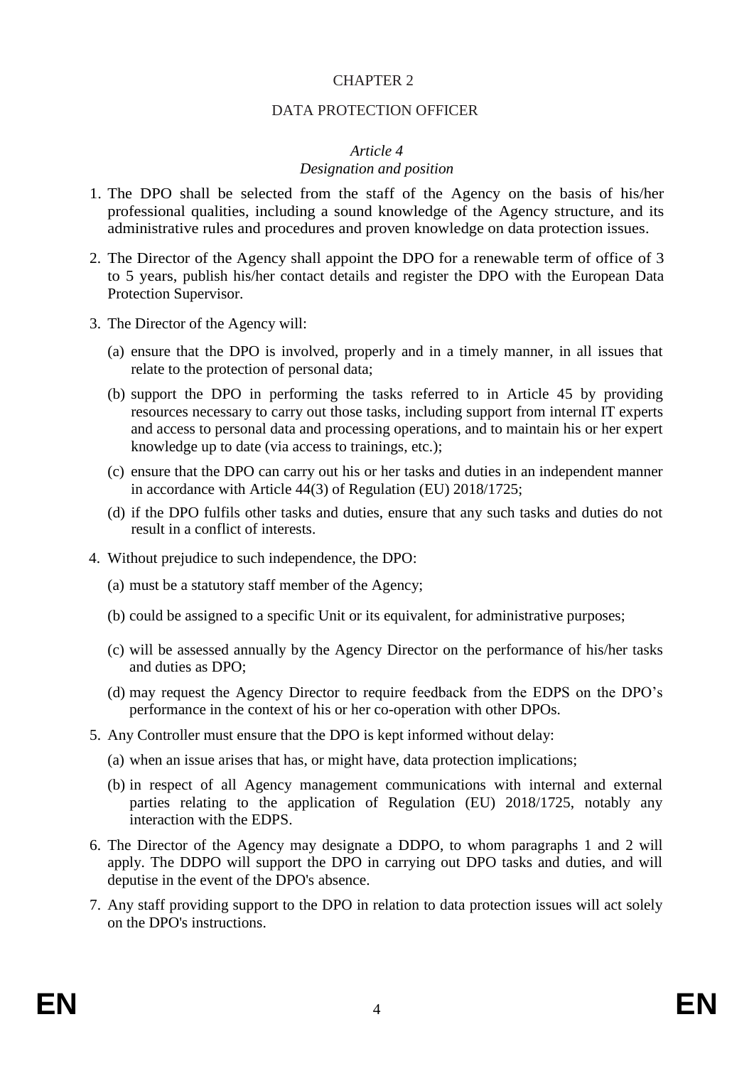# CHAPTER 2

# DATA PROTECTION OFFICER

### *Article 4*
### *Designation and position*

1. The DPO shall be selected from the staff of the Agency on the basis of his/her professional qualities, including a sound knowledge of the Agency structure, and its administrative rules and procedures and proven knowledge on data protection issues.

2. The Director of the Agency shall appoint the DPO for a renewable term of office of 3 to 5 years, publish his/her contact details and register the DPO with the European Data Protection Supervisor.

3. The Director of the Agency will:

   (a) ensure that the DPO is involved, properly and in a timely manner, in all issues that relate to the protection of personal data;

   (b) support the DPO in performing the tasks referred to in Article 45 by providing resources necessary to carry out those tasks, including support from internal IT experts and access to personal data and processing operations, and to maintain his or her expert knowledge up to date (via access to trainings, etc.);

   (c) ensure that the DPO can carry out his or her tasks and duties in an independent manner in accordance with Article 44(3) of Regulation (EU) 2018/1725;

   (d) if the DPO fulfils other tasks and duties, ensure that any such tasks and duties do not result in a conflict of interests.

4. Without prejudice to such independence, the DPO:

   (a) must be a statutory staff member of the Agency;

   (b) could be assigned to a specific Unit or its equivalent, for administrative purposes;

   (c) will be assessed annually by the Agency Director on the performance of his/her tasks and duties as DPO;

   (d) may request the Agency Director to require feedback from the EDPS on the DPO's performance in the context of his or her co-operation with other DPOs.

5. Any Controller must ensure that the DPO is kept informed without delay:

   (a) when an issue arises that has, or might have, data protection implications;

   (b) in respect of all Agency management communications with internal and external parties relating to the application of Regulation (EU) 2018/1725, notably any interaction with the EDPS.

6. The Director of the Agency may designate a DDPO, to whom paragraphs 1 and 2 will apply. The DDPO will support the DPO in carrying out DPO tasks and duties, and will deputise in the event of the DPO's absence.

7. Any staff providing support to the DPO in relation to data protection issues will act solely on the DPO's instructions.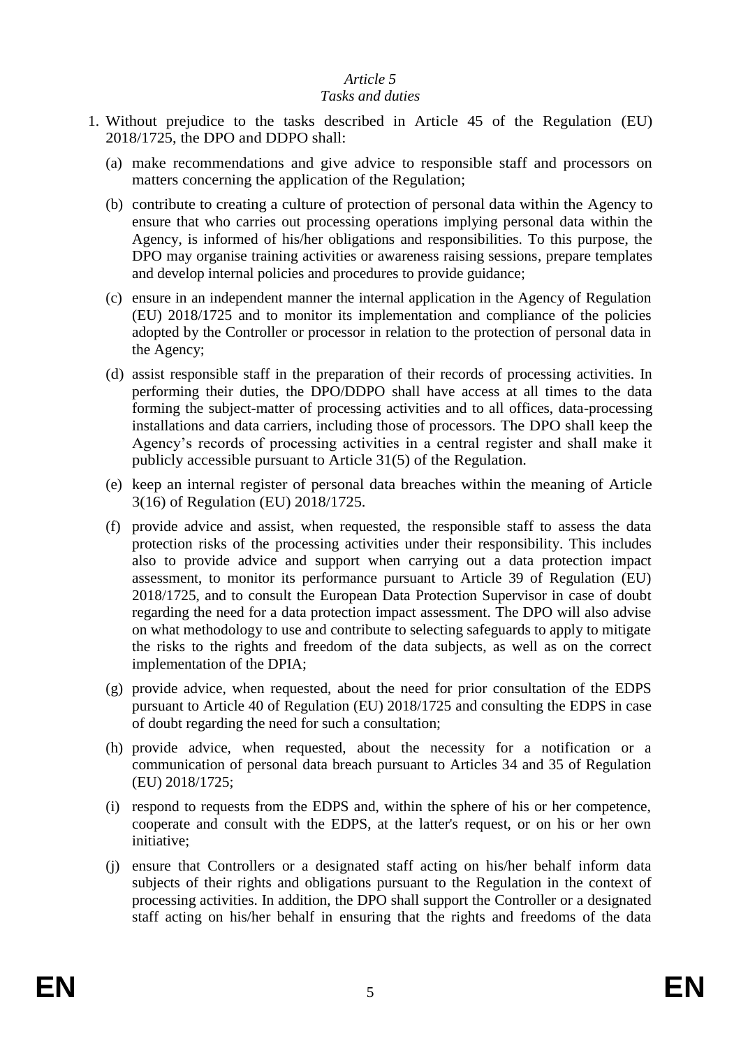*Article 5*

*Tasks and duties*

1. Without prejudice to the tasks described in Article 45 of the Regulation (EU) 2018/1725, the DPO and DDPO shall:

   (a) make recommendations and give advice to responsible staff and processors on matters concerning the application of the Regulation;

   (b) contribute to creating a culture of protection of personal data within the Agency to ensure that who carries out processing operations implying personal data within the Agency, is informed of his/her obligations and responsibilities. To this purpose, the DPO may organise training activities or awareness raising sessions, prepare templates and develop internal policies and procedures to provide guidance;

   (c) ensure in an independent manner the internal application in the Agency of Regulation (EU) 2018/1725 and to monitor its implementation and compliance of the policies adopted by the Controller or processor in relation to the protection of personal data in the Agency;

   (d) assist responsible staff in the preparation of their records of processing activities. In performing their duties, the DPO/DDPO shall have access at all times to the data forming the subject-matter of processing activities and to all offices, data-processing installations and data carriers, including those of processors. The DPO shall keep the Agency's records of processing activities in a central register and shall make it publicly accessible pursuant to Article 31(5) of the Regulation.

   (e) keep an internal register of personal data breaches within the meaning of Article 3(16) of Regulation (EU) 2018/1725.

   (f) provide advice and assist, when requested, the responsible staff to assess the data protection risks of the processing activities under their responsibility. This includes also to provide advice and support when carrying out a data protection impact assessment, to monitor its performance pursuant to Article 39 of Regulation (EU) 2018/1725, and to consult the European Data Protection Supervisor in case of doubt regarding the need for a data protection impact assessment. The DPO will also advise on what methodology to use and contribute to selecting safeguards to apply to mitigate the risks to the rights and freedom of the data subjects, as well as on the correct implementation of the DPIA;

   (g) provide advice, when requested, about the need for prior consultation of the EDPS pursuant to Article 40 of Regulation (EU) 2018/1725 and consulting the EDPS in case of doubt regarding the need for such a consultation;

   (h) provide advice, when requested, about the necessity for a notification or a communication of personal data breach pursuant to Articles 34 and 35 of Regulation (EU) 2018/1725;

   (i) respond to requests from the EDPS and, within the sphere of his or her competence, cooperate and consult with the EDPS, at the latter's request, or on his or her own initiative;

   (j) ensure that Controllers or a designated staff acting on his/her behalf inform data subjects of their rights and obligations pursuant to the Regulation in the context of processing activities. In addition, the DPO shall support the Controller or a designated staff acting on his/her behalf in ensuring that the rights and freedoms of the data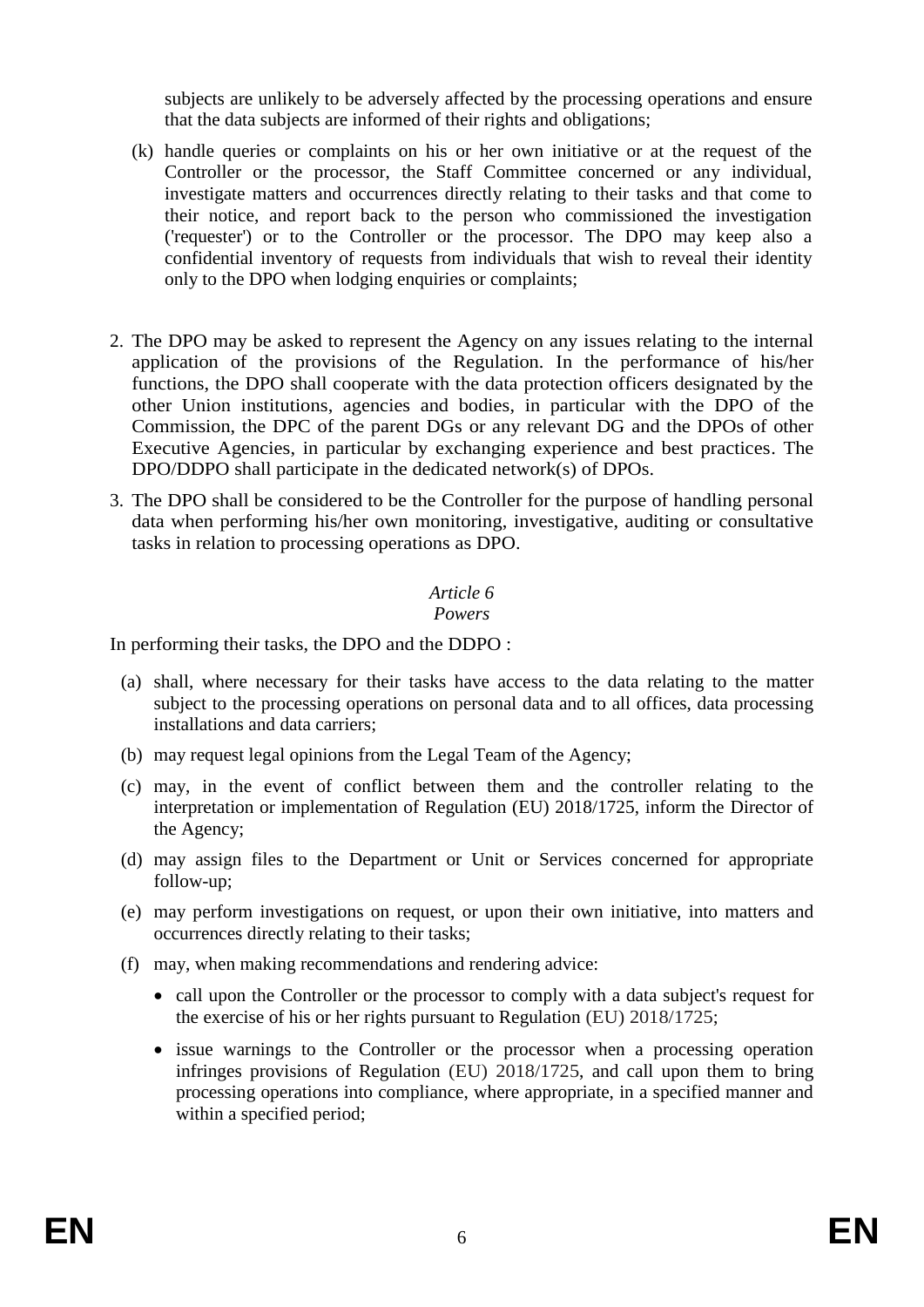subjects are unlikely to be adversely affected by the processing operations and ensure that the data subjects are informed of their rights and obligations;

(k) handle queries or complaints on his or her own initiative or at the request of the Controller or the processor, the Staff Committee concerned or any individual, investigate matters and occurrences directly relating to their tasks and that come to their notice, and report back to the person who commissioned the investigation ('requester') or to the Controller or the processor. The DPO may keep also a confidential inventory of requests from individuals that wish to reveal their identity only to the DPO when lodging enquiries or complaints;

2. The DPO may be asked to represent the Agency on any issues relating to the internal application of the provisions of the Regulation. In the performance of his/her functions, the DPO shall cooperate with the data protection officers designated by the other Union institutions, agencies and bodies, in particular with the DPO of the Commission, the DPC of the parent DGs or any relevant DG and the DPOs of other Executive Agencies, in particular by exchanging experience and best practices. The DPO/DDPO shall participate in the dedicated network(s) of DPOs.

3. The DPO shall be considered to be the Controller for the purpose of handling personal data when performing his/her own monitoring, investigative, auditing or consultative tasks in relation to processing operations as DPO.

*Article 6*
*Powers*

In performing their tasks, the DPO and the DDPO :

(a) shall, where necessary for their tasks have access to the data relating to the matter subject to the processing operations on personal data and to all offices, data processing installations and data carriers;

(b) may request legal opinions from the Legal Team of the Agency;

(c) may, in the event of conflict between them and the controller relating to the interpretation or implementation of Regulation (EU) 2018/1725, inform the Director of the Agency;

(d) may assign files to the Department or Unit or Services concerned for appropriate follow-up;

(e) may perform investigations on request, or upon their own initiative, into matters and occurrences directly relating to their tasks;

(f) may, when making recommendations and rendering advice:

- call upon the Controller or the processor to comply with a data subject's request for the exercise of his or her rights pursuant to Regulation (EU) 2018/1725;
- issue warnings to the Controller or the processor when a processing operation infringes provisions of Regulation (EU) 2018/1725, and call upon them to bring processing operations into compliance, where appropriate, in a specified manner and within a specified period;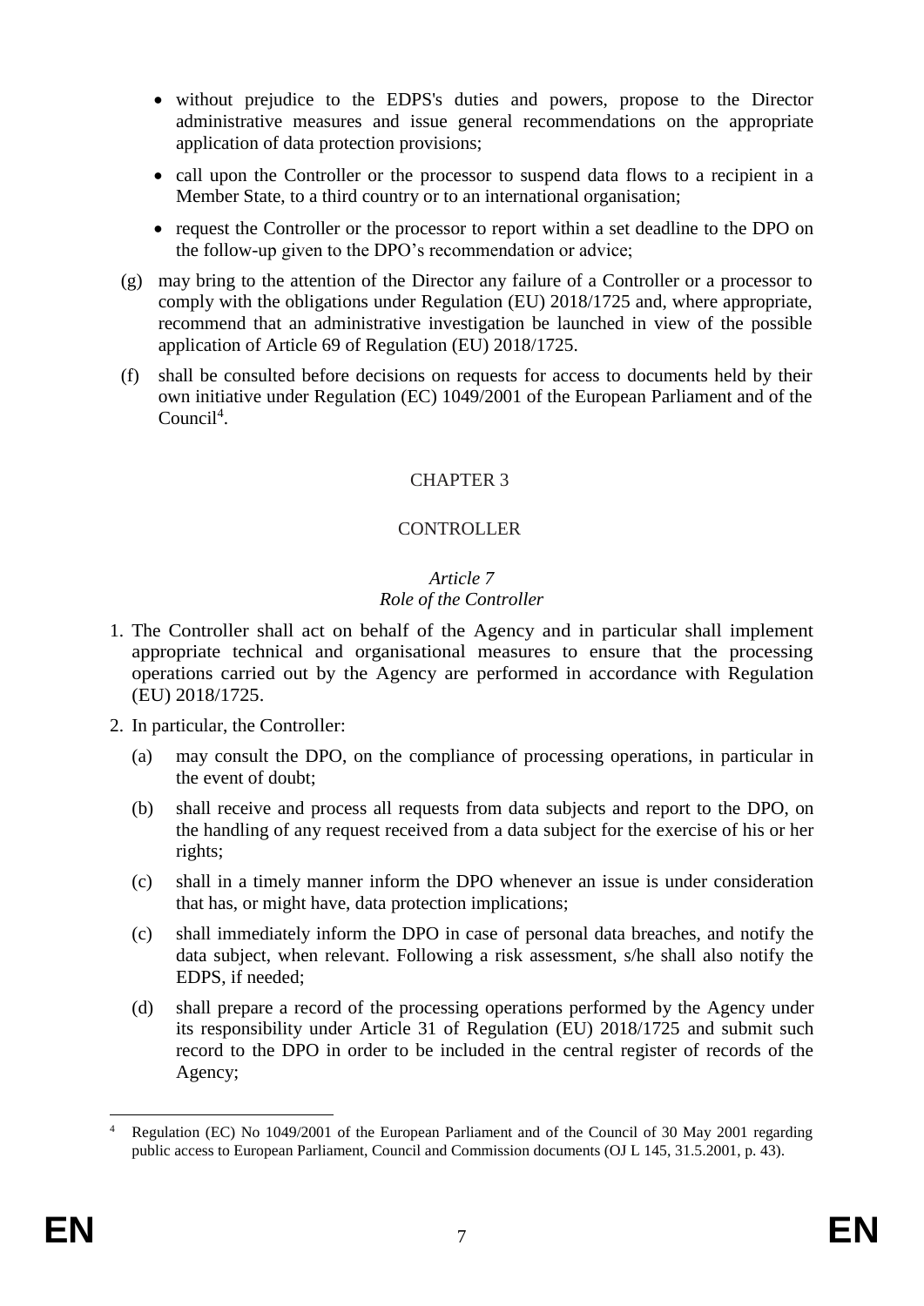- without prejudice to the EDPS's duties and powers, propose to the Director administrative measures and issue general recommendations on the appropriate application of data protection provisions;
- call upon the Controller or the processor to suspend data flows to a recipient in a Member State, to a third country or to an international organisation;
- request the Controller or the processor to report within a set deadline to the DPO on the follow-up given to the DPO's recommendation or advice;

(g) may bring to the attention of the Director any failure of a Controller or a processor to comply with the obligations under Regulation (EU) 2018/1725 and, where appropriate, recommend that an administrative investigation be launched in view of the possible application of Article 69 of Regulation (EU) 2018/1725.

(f) shall be consulted before decisions on requests for access to documents held by their own initiative under Regulation (EC) 1049/2001 of the European Parliament and of the Council[4].

CHAPTER 3

CONTROLLER

*Article 7*
*Role of the Controller*

1. The Controller shall act on behalf of the Agency and in particular shall implement appropriate technical and organisational measures to ensure that the processing operations carried out by the Agency are performed in accordance with Regulation (EU) 2018/1725.

2. In particular, the Controller:

   (a) may consult the DPO, on the compliance of processing operations, in particular in the event of doubt;

   (b) shall receive and process all requests from data subjects and report to the DPO, on the handling of any request received from a data subject for the exercise of his or her rights;

   (c) shall in a timely manner inform the DPO whenever an issue is under consideration that has, or might have, data protection implications;

   (c) shall immediately inform the DPO in case of personal data breaches, and notify the data subject, when relevant. Following a risk assessment, s/he shall also notify the EDPS, if needed;

   (d) shall prepare a record of the processing operations performed by the Agency under its responsibility under Article 31 of Regulation (EU) 2018/1725 and submit such record to the DPO in order to be included in the central register of records of the Agency;

[4] Regulation (EC) No 1049/2001 of the European Parliament and of the Council of 30 May 2001 regarding public access to European Parliament, Council and Commission documents (OJ L 145, 31.5.2001, p. 43).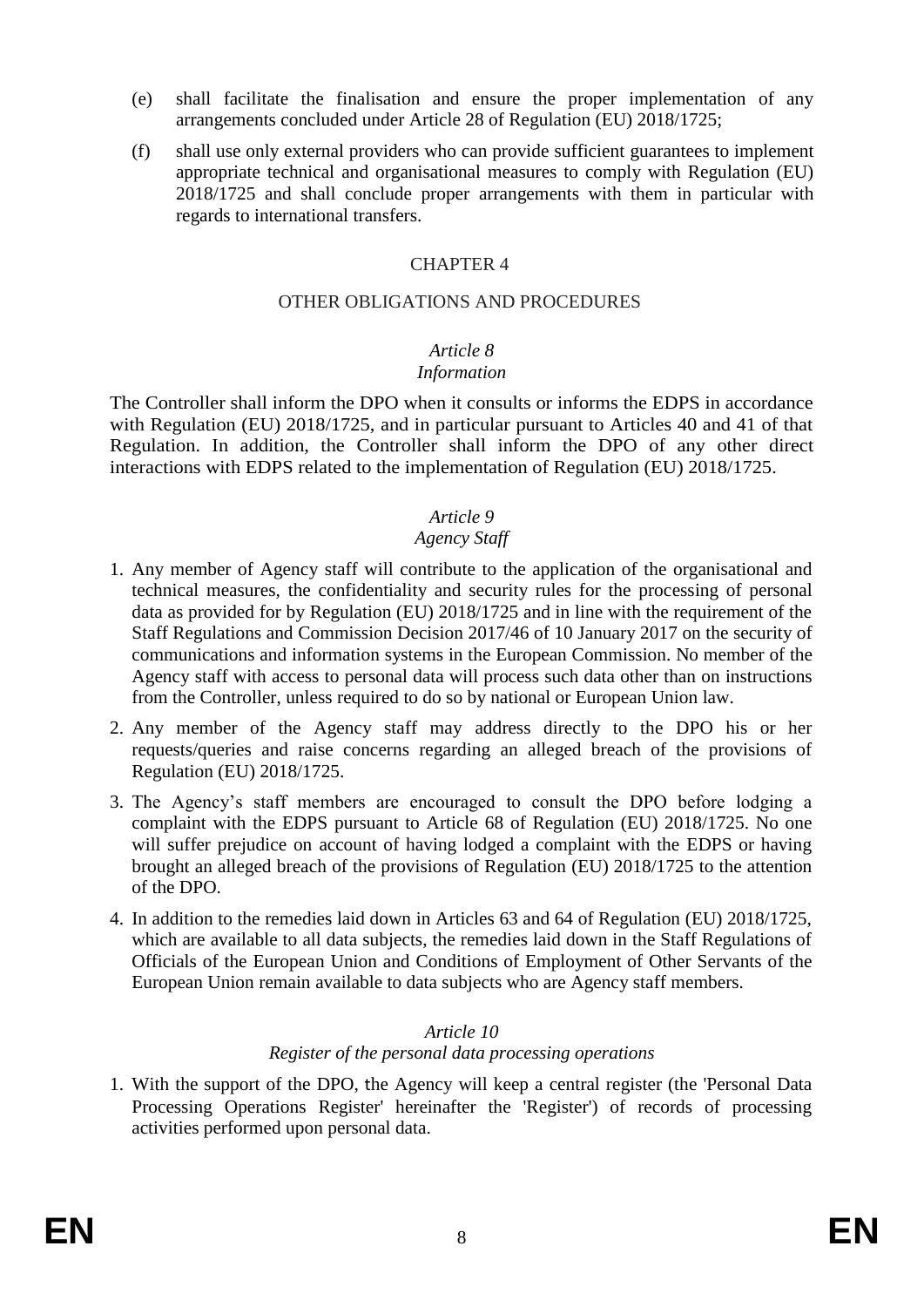(e) shall facilitate the finalisation and ensure the proper implementation of any arrangements concluded under Article 28 of Regulation (EU) 2018/1725;

(f) shall use only external providers who can provide sufficient guarantees to implement appropriate technical and organisational measures to comply with Regulation (EU) 2018/1725 and shall conclude proper arrangements with them in particular with regards to international transfers.

## CHAPTER 4

## OTHER OBLIGATIONS AND PROCEDURES

### *Article 8*
### *Information*

The Controller shall inform the DPO when it consults or informs the EDPS in accordance with Regulation (EU) 2018/1725, and in particular pursuant to Articles 40 and 41 of that Regulation. In addition, the Controller shall inform the DPO of any other direct interactions with EDPS related to the implementation of Regulation (EU) 2018/1725.

### *Article 9*
### *Agency Staff*

1. Any member of Agency staff will contribute to the application of the organisational and technical measures, the confidentiality and security rules for the processing of personal data as provided for by Regulation (EU) 2018/1725 and in line with the requirement of the Staff Regulations and Commission Decision 2017/46 of 10 January 2017 on the security of communications and information systems in the European Commission. No member of the Agency staff with access to personal data will process such data other than on instructions from the Controller, unless required to do so by national or European Union law.
2. Any member of the Agency staff may address directly to the DPO his or her requests/queries and raise concerns regarding an alleged breach of the provisions of Regulation (EU) 2018/1725.
3. The Agency's staff members are encouraged to consult the DPO before lodging a complaint with the EDPS pursuant to Article 68 of Regulation (EU) 2018/1725. No one will suffer prejudice on account of having lodged a complaint with the EDPS or having brought an alleged breach of the provisions of Regulation (EU) 2018/1725 to the attention of the DPO.
4. In addition to the remedies laid down in Articles 63 and 64 of Regulation (EU) 2018/1725, which are available to all data subjects, the remedies laid down in the Staff Regulations of Officials of the European Union and Conditions of Employment of Other Servants of the European Union remain available to data subjects who are Agency staff members.

### *Article 10*
### *Register of the personal data processing operations*

1. With the support of the DPO, the Agency will keep a central register (the 'Personal Data Processing Operations Register' hereinafter the 'Register') of records of processing activities performed upon personal data.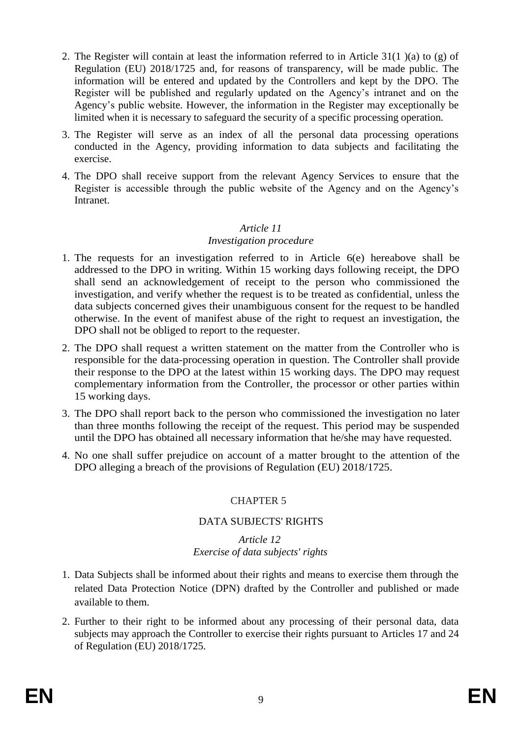2. The Register will contain at least the information referred to in Article 31(1 )(a) to (g) of Regulation (EU) 2018/1725 and, for reasons of transparency, will be made public. The information will be entered and updated by the Controllers and kept by the DPO. The Register will be published and regularly updated on the Agency's intranet and on the Agency's public website. However, the information in the Register may exceptionally be limited when it is necessary to safeguard the security of a specific processing operation.

3. The Register will serve as an index of all the personal data processing operations conducted in the Agency, providing information to data subjects and facilitating the exercise.

4. The DPO shall receive support from the relevant Agency Services to ensure that the Register is accessible through the public website of the Agency and on the Agency's Intranet.

### *Article 11*
### *Investigation procedure*

1. The requests for an investigation referred to in Article 6(e) hereabove shall be addressed to the DPO in writing. Within 15 working days following receipt, the DPO shall send an acknowledgement of receipt to the person who commissioned the investigation, and verify whether the request is to be treated as confidential, unless the data subjects concerned gives their unambiguous consent for the request to be handled otherwise. In the event of manifest abuse of the right to request an investigation, the DPO shall not be obliged to report to the requester.

2. The DPO shall request a written statement on the matter from the Controller who is responsible for the data-processing operation in question. The Controller shall provide their response to the DPO at the latest within 15 working days. The DPO may request complementary information from the Controller, the processor or other parties within 15 working days.

3. The DPO shall report back to the person who commissioned the investigation no later than three months following the receipt of the request. This period may be suspended until the DPO has obtained all necessary information that he/she may have requested.

4. No one shall suffer prejudice on account of a matter brought to the attention of the DPO alleging a breach of the provisions of Regulation (EU) 2018/1725.

## CHAPTER 5

## DATA SUBJECTS' RIGHTS

### *Article 12*
### *Exercise of data subjects' rights*

1. Data Subjects shall be informed about their rights and means to exercise them through the related Data Protection Notice (DPN) drafted by the Controller and published or made available to them.

2. Further to their right to be informed about any processing of their personal data, data subjects may approach the Controller to exercise their rights pursuant to Articles 17 and 24 of Regulation (EU) 2018/1725.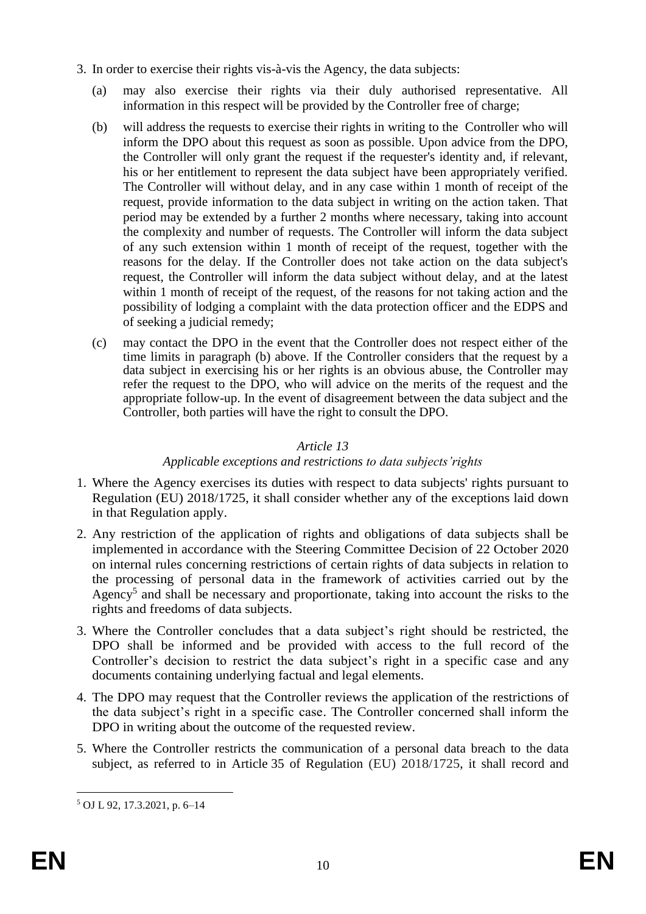3. In order to exercise their rights vis-à-vis the Agency, the data subjects:

   (a) may also exercise their rights via their duly authorised representative. All information in this respect will be provided by the Controller free of charge;

   (b) will address the requests to exercise their rights in writing to the Controller who will inform the DPO about this request as soon as possible. Upon advice from the DPO, the Controller will only grant the request if the requester's identity and, if relevant, his or her entitlement to represent the data subject have been appropriately verified. The Controller will without delay, and in any case within 1 month of receipt of the request, provide information to the data subject in writing on the action taken. That period may be extended by a further 2 months where necessary, taking into account the complexity and number of requests. The Controller will inform the data subject of any such extension within 1 month of receipt of the request, together with the reasons for the delay. If the Controller does not take action on the data subject's request, the Controller will inform the data subject without delay, and at the latest within 1 month of receipt of the request, of the reasons for not taking action and the possibility of lodging a complaint with the data protection officer and the EDPS and of seeking a judicial remedy;

   (c) may contact the DPO in the event that the Controller does not respect either of the time limits in paragraph (b) above. If the Controller considers that the request by a data subject in exercising his or her rights is an obvious abuse, the Controller may refer the request to the DPO, who will advice on the merits of the request and the appropriate follow-up. In the event of disagreement between the data subject and the Controller, both parties will have the right to consult the DPO.

*Article 13*

*Applicable exceptions and restrictions to data subjects' rights*

1. Where the Agency exercises its duties with respect to data subjects' rights pursuant to Regulation (EU) 2018/1725, it shall consider whether any of the exceptions laid down in that Regulation apply.

2. Any restriction of the application of rights and obligations of data subjects shall be implemented in accordance with the Steering Committee Decision of 22 October 2020 on internal rules concerning restrictions of certain rights of data subjects in relation to the processing of personal data in the framework of activities carried out by the Agency[5] and shall be necessary and proportionate, taking into account the risks to the rights and freedoms of data subjects.

3. Where the Controller concludes that a data subject's right should be restricted, the DPO shall be informed and be provided with access to the full record of the Controller's decision to restrict the data subject's right in a specific case and any documents containing underlying factual and legal elements.

4. The DPO may request that the Controller reviews the application of the restrictions of the data subject's right in a specific case. The Controller concerned shall inform the DPO in writing about the outcome of the requested review.

5. Where the Controller restricts the communication of a personal data breach to the data subject, as referred to in Article 35 of Regulation (EU) 2018/1725, it shall record and

[5] OJ L 92, 17.3.2021, p. 6–14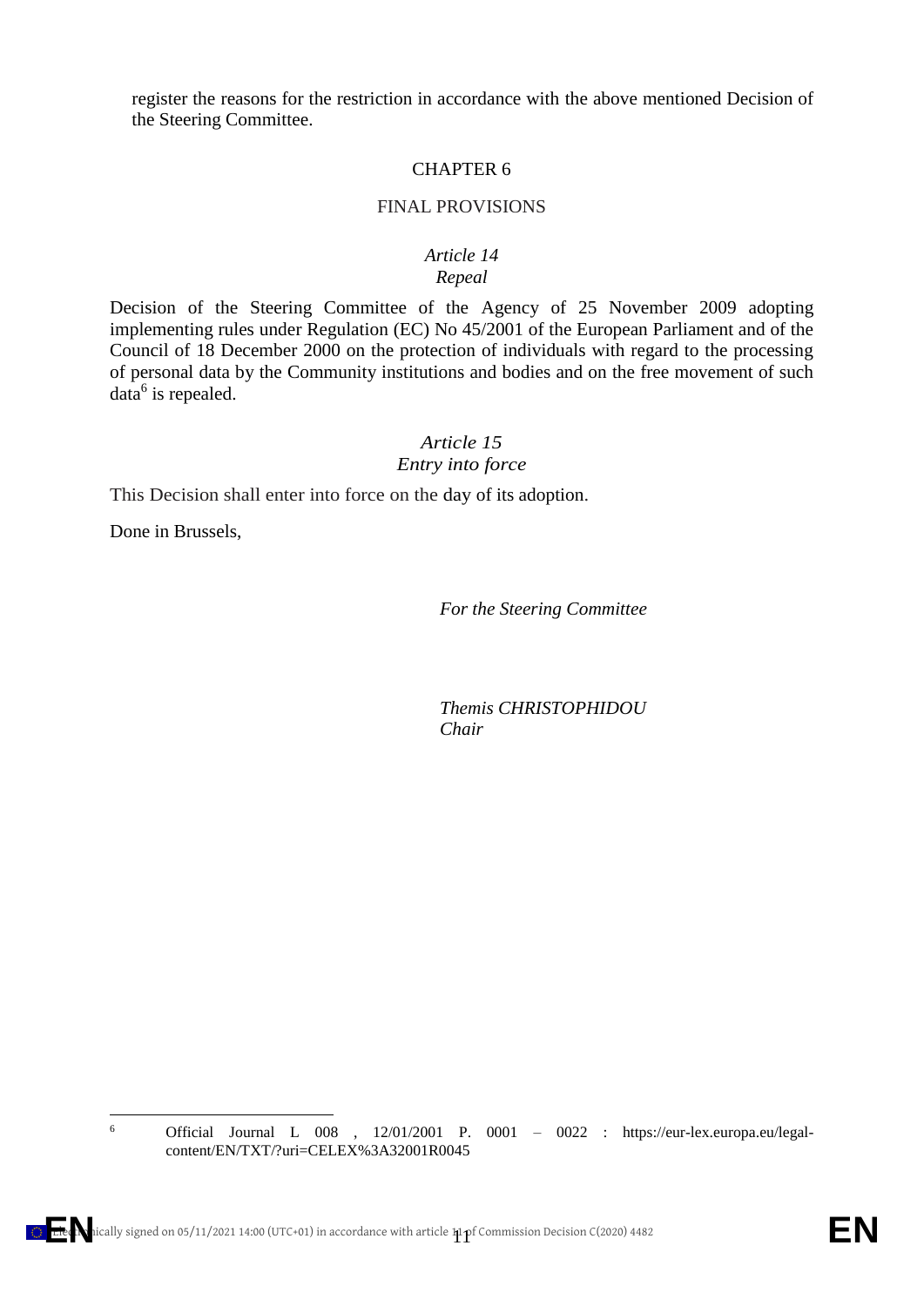register the reasons for the restriction in accordance with the above mentioned Decision of the Steering Committee.

## CHAPTER 6

## FINAL PROVISIONS

### *Article 14*
### *Repeal*

Decision of the Steering Committee of the Agency of 25 November 2009 adopting implementing rules under Regulation (EC) No 45/2001 of the European Parliament and of the Council of 18 December 2000 on the protection of individuals with regard to the processing of personal data by the Community institutions and bodies and on the free movement of such data[6] is repealed.

### *Article 15*
### *Entry into force*

This Decision shall enter into force on the day of its adoption.

Done in Brussels,

*For the Steering Committee*

*Themis CHRISTOPHIDOU*
*Chair*

---

[6] Official Journal L 008 , 12/01/2001 P. 0001 – 0022 : https://eur-lex.europa.eu/legal-content/EN/TXT/?uri=CELEX%3A32001R0045

Electronically signed on 05/11/2021 14:00 (UTC+01) in accordance with article 11 of Commission Decision C(2020) 4482